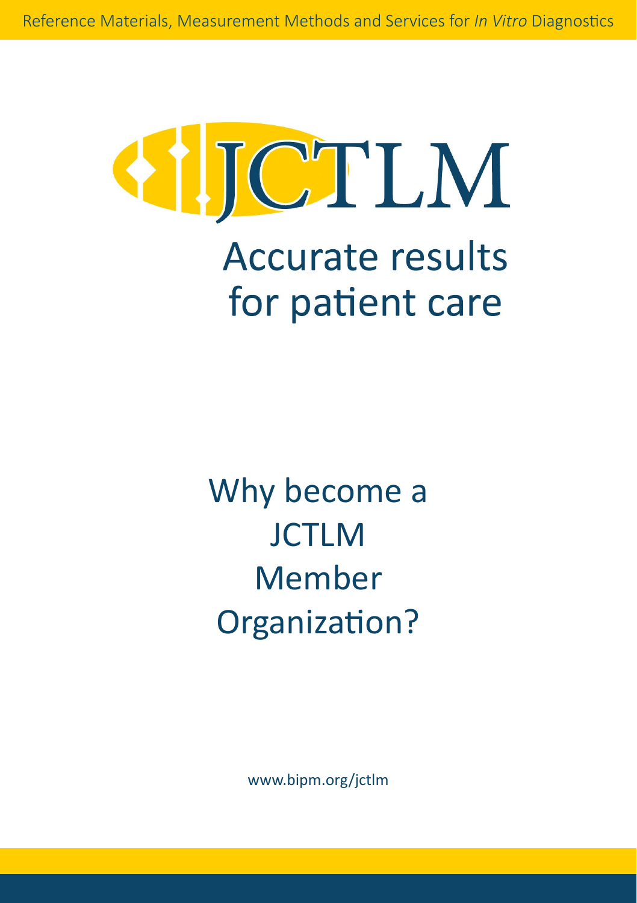Reference Materials, Measurement Methods and Services for *In Vitro* Diagnostics

# JCTLM

## Accurate results for patient care

# Why become a JCTLM Member Organization?

www.bipm.org/jctlm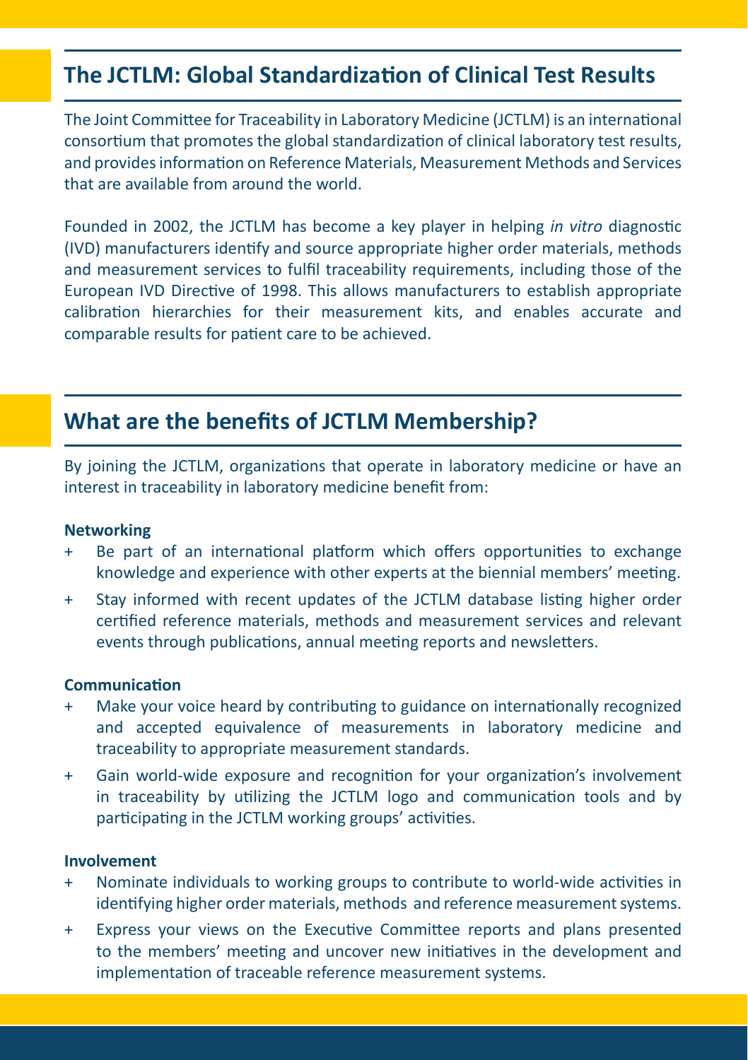## The JCTLM: Global Standardization of Clinical Test Results

The Joint Committee for Traceability in Laboratory Medicine (JCTLM) is an international consortium that promotes the global standardization of clinical laboratory test results, and provides information on Reference Materials, Measurement Methods and Services that are available from around the world.

Founded in 2002, the JCTLM has become a key player in helping *in vitro* diagnostic (IVD) manufacturers identify and source appropriate higher order materials, methods and measurement services to fulfil traceability requirements, including those of the European IVD Directive of 1998. This allows manufacturers to establish appropriate calibration hierarchies for their measurement kits, and enables accurate and comparable results for patient care to be achieved.

## What are the benefits of JCTLM Membership?

By joining the JCTLM, organizations that operate in laboratory medicine or have an interest in traceability in laboratory medicine benefit from:

**Networking**

+ Be part of an international platform which offers opportunities to exchange knowledge and experience with other experts at the biennial members' meeting.
+ Stay informed with recent updates of the JCTLM database listing higher order certified reference materials, methods and measurement services and relevant events through publications, annual meeting reports and newsletters.

**Communication**

+ Make your voice heard by contributing to guidance on internationally recognized and accepted equivalence of measurements in laboratory medicine and traceability to appropriate measurement standards.
+ Gain world-wide exposure and recognition for your organization's involvement in traceability by utilizing the JCTLM logo and communication tools and by participating in the JCTLM working groups' activities.

**Involvement**

+ Nominate individuals to working groups to contribute to world-wide activities in identifying higher order materials, methods and reference measurement systems.
+ Express your views on the Executive Committee reports and plans presented to the members' meeting and uncover new initiatives in the development and implementation of traceable reference measurement systems.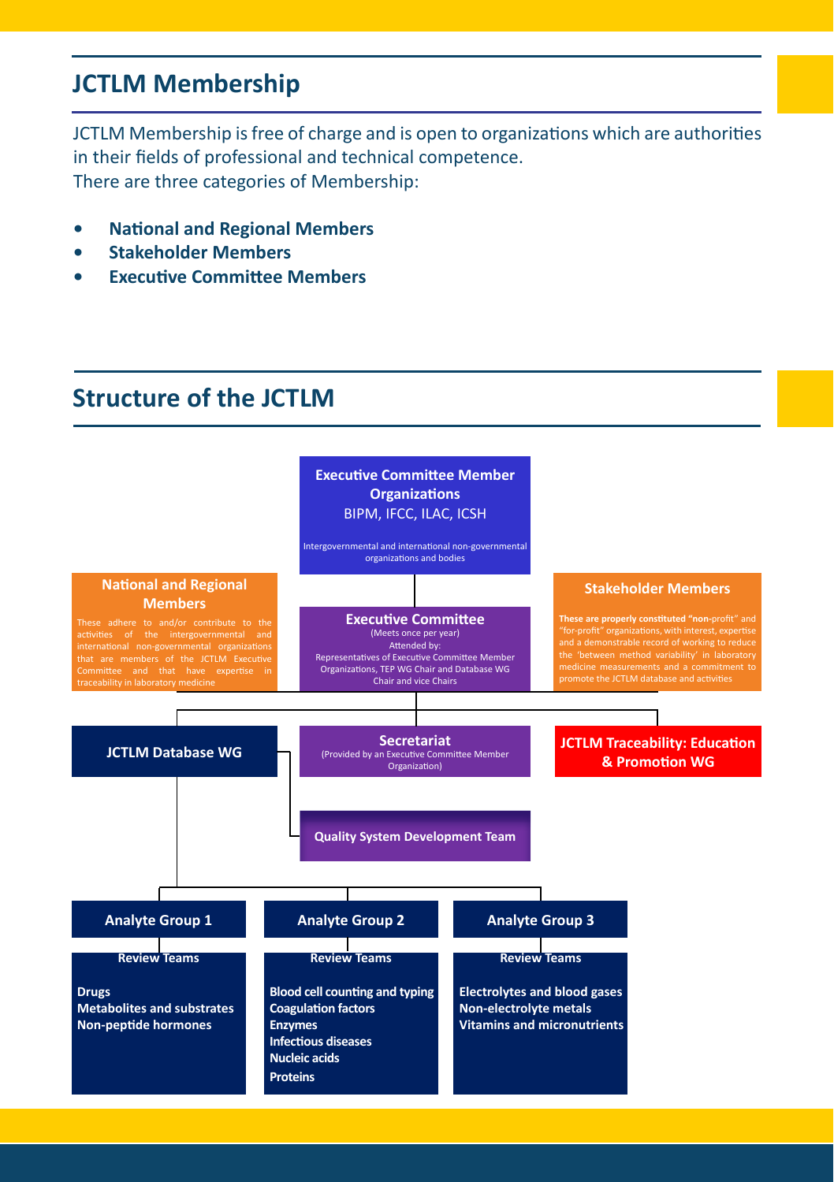## JCTLM Membership

JCTLM Membership is free of charge and is open to organizations which are authorities in their fields of professional and technical competence.
There are three categories of Membership:

- **National and Regional Members**
- **Stakeholder Members**
- **Executive Committee Members**

## Structure of the JCTLM

**Executive Committee Member Organizations**
BIPM, IFCC, ILAC, ICSH

Intergovernmental and international non-governmental organizations and bodies

**National and Regional Members**

These adhere to and/or contribute to the activities of the intergovernmental and international non-governmental organizations that are members of the JCTLM Executive Committee and that have expertise in traceability in laboratory medicine

**Executive Committee**
(Meets once per year)
Attended by:
Representatives of Executive Committee Member Organizations, TEP WG Chair and Database WG Chair and vice Chairs

**Stakeholder Members**

**These are properly constituted "non-**profit" and "for-profit" organizations, with interest, expertise and a demonstrable record of working to reduce the 'between method variability' in laboratory medicine measurements and a commitment to promote the JCTLM database and activities

**JCTLM Database WG**

**Secretariat**
(Provided by an Executive Committee Member Organization)

**JCTLM Traceability: Education & Promotion WG**

**Quality System Development Team**

**Analyte Group 1**

Review Teams

- **Drugs**
- **Metabolites and substrates**
- **Non-peptide hormones**

**Analyte Group 2**

Review Teams

- **Blood cell counting and typing**
- **Coagulation factors**
- **Enzymes**
- **Infectious diseases**
- **Nucleic acids**
- **Proteins**

**Analyte Group 3**

Review Teams

- **Electrolytes and blood gases**
- **Non-electrolyte metals**
- **Vitamins and micronutrients**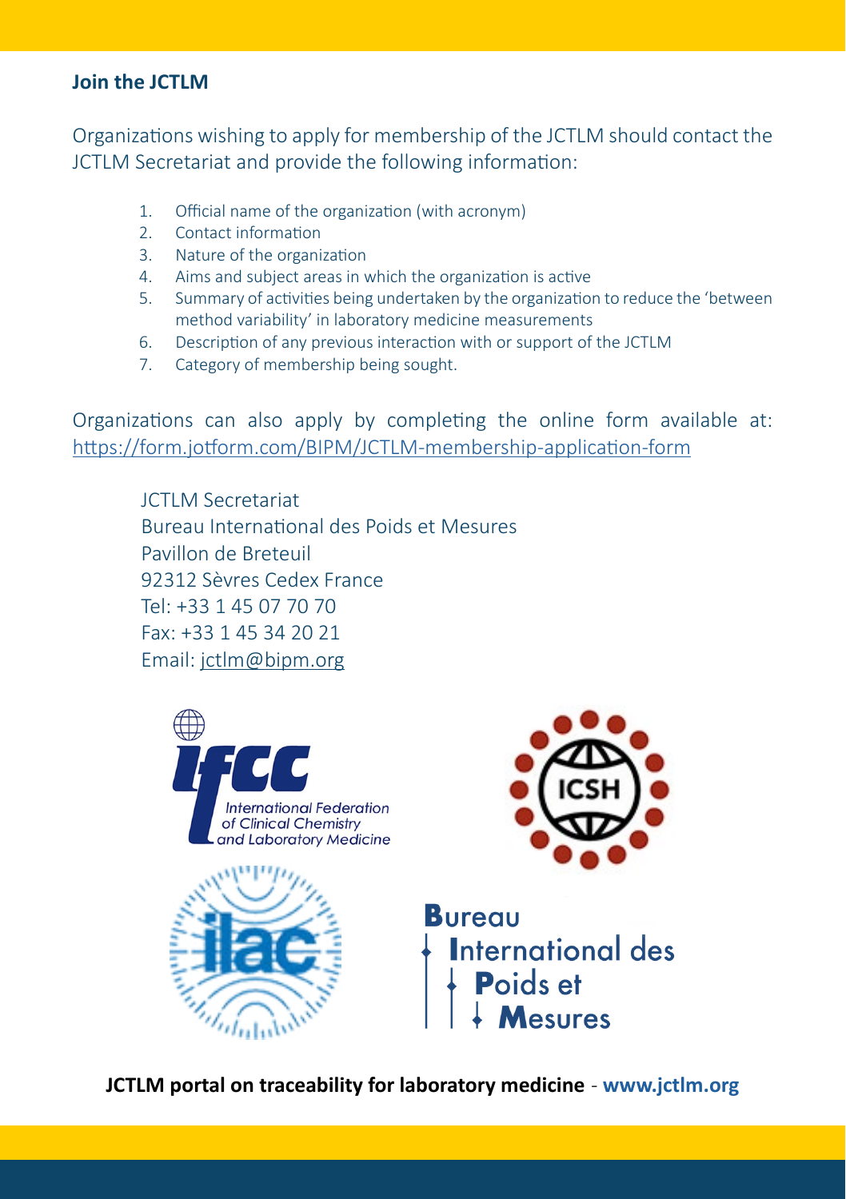## Join the JCTLM

Organizations wishing to apply for membership of the JCTLM should contact the JCTLM Secretariat and provide the following information:

1. Official name of the organization (with acronym)
2. Contact information
3. Nature of the organization
4. Aims and subject areas in which the organization is active
5. Summary of activities being undertaken by the organization to reduce the 'between method variability' in laboratory medicine measurements
6. Description of any previous interaction with or support of the JCTLM
7. Category of membership being sought.

Organizations can also apply by completing the online form available at: https://form.jotform.com/BIPM/JCTLM-membership-application-form

JCTLM Secretariat
Bureau International des Poids et Mesures
Pavillon de Breteuil
92312 Sèvres Cedex France
Tel: +33 1 45 07 70 70
Fax: +33 1 45 34 20 21
Email: jctlm@bipm.org

IFCC International Federation of Clinical Chemistry and Laboratory Medicine

ICSH

ilac

Bureau International des Poids et Mesures

**JCTLM portal on traceability for laboratory medicine** - **www.jctlm.org**